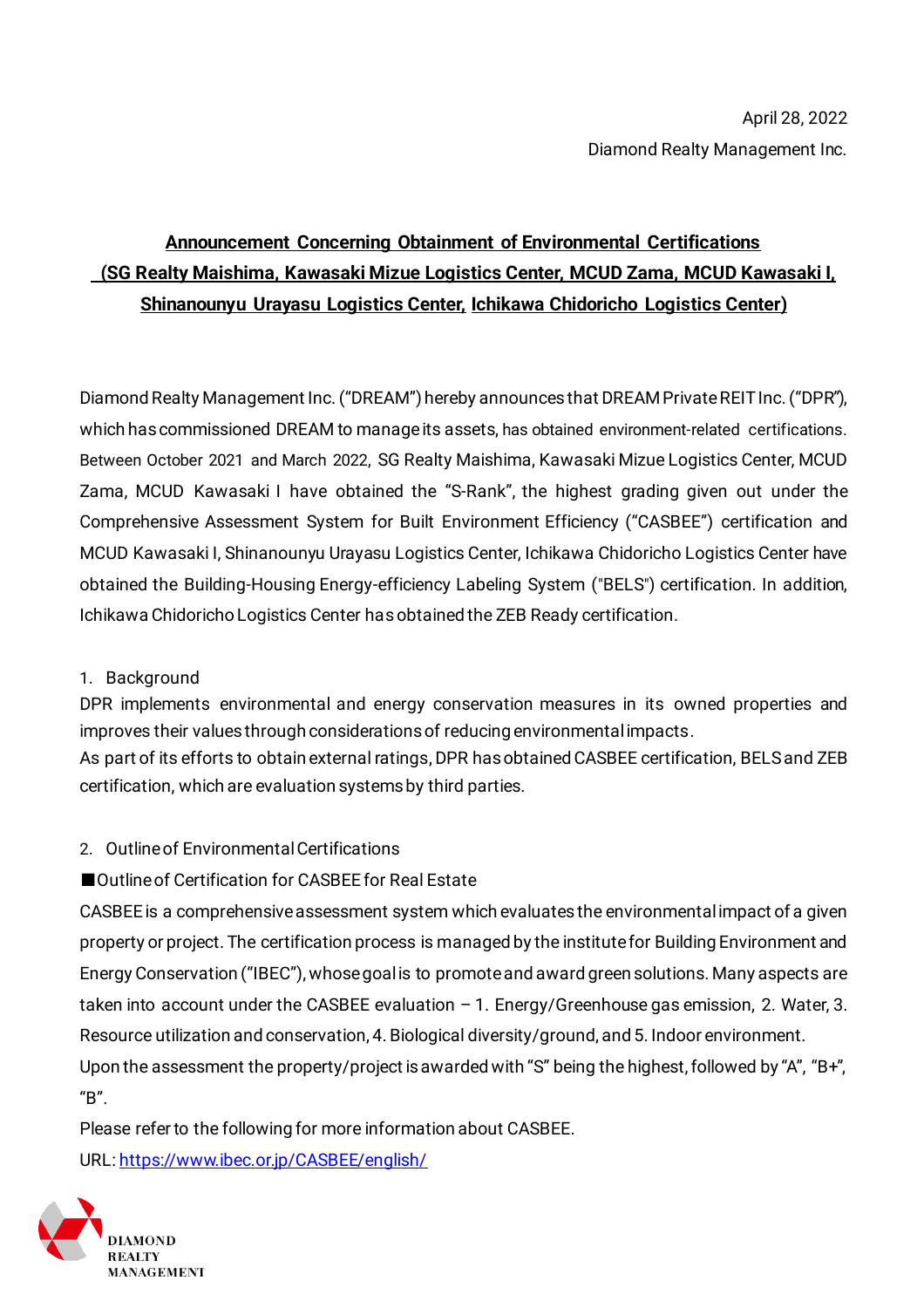April 28, 2022

Diamond Realty Management Inc.

## Announcement Concerning Obtainment of Environmental Certifications (SG Realty Maishima, Kawasaki Mizue Logistics Center, MCUD Zama, MCUD Kawasaki I, Shinanounyu Urayasu Logistics Center, Ichikawa Chidoricho Logistics Center)

Diamond Realty Management Inc. (“DREAM”) hereby announces that DREAM Private REIT Inc. (“DPR”), which has commissioned DREAM to manage its assets, has obtained environment-related certifications. Between October 2021 and March 2022, SG Realty Maishima, Kawasaki Mizue Logistics Center, MCUD Zama, MCUD Kawasaki I have obtained the “S-Rank”, the highest grading given out under the Comprehensive Assessment System for Built Environment Efficiency (“CASBEE”) certification and MCUD Kawasaki I, Shinanounyu Urayasu Logistics Center, Ichikawa Chidoricho Logistics Center have obtained the Building-Housing Energy-efficiency Labeling System ("BELS") certification. In addition, Ichikawa Chidoricho Logistics Center has obtained the ZEB Ready certification.

1. Background

DPR implements environmental and energy conservation measures in its owned properties and improves their values through considerations of reducing environmental impacts.
As part of its efforts to obtain external ratings, DPR has obtained CASBEE certification, BELS and ZEB certification, which are evaluation systems by third parties.

2. Outline of Environmental Certifications

■Outline of Certification for CASBEE for Real Estate

CASBEE is a comprehensive assessment system which evaluates the environmental impact of a given property or project. The certification process is managed by the institute for Building Environment and Energy Conservation (“IBEC”), whose goal is to promote and award green solutions. Many aspects are taken into account under the CASBEE evaluation – 1. Energy/Greenhouse gas emission, 2. Water, 3. Resource utilization and conservation, 4. Biological diversity/ground, and 5. Indoor environment.
Upon the assessment the property/project is awarded with “S” being the highest, followed by “A”, “B+”, “B”.

Please refer to the following for more information about CASBEE.

URL: https://www.ibec.or.jp/CASBEE/english/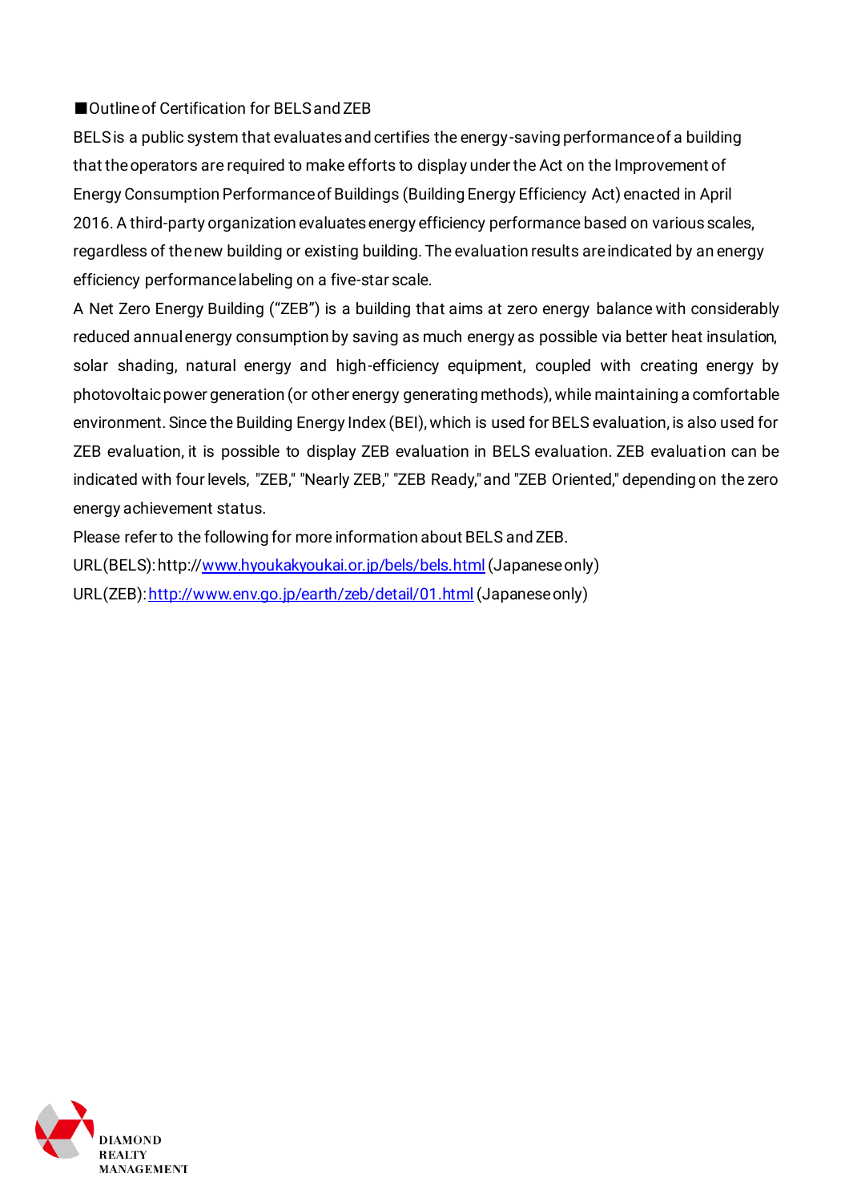■Outline of Certification for BELS and ZEB

BELS is a public system that evaluates and certifies the energy-saving performance of a building that the operators are required to make efforts to display under the Act on the Improvement of Energy Consumption Performance of Buildings (Building Energy Efficiency Act) enacted in April 2016. A third-party organization evaluates energy efficiency performance based on various scales, regardless of the new building or existing building. The evaluation results are indicated by an energy efficiency performance labeling on a five-star scale.

A Net Zero Energy Building ("ZEB") is a building that aims at zero energy balance with considerably reduced annual energy consumption by saving as much energy as possible via better heat insulation, solar shading, natural energy and high-efficiency equipment, coupled with creating energy by photovoltaic power generation (or other energy generating methods), while maintaining a comfortable environment. Since the Building Energy Index (BEI), which is used for BELS evaluation, is also used for ZEB evaluation, it is possible to display ZEB evaluation in BELS evaluation. ZEB evaluation can be indicated with four levels, "ZEB," "Nearly ZEB," "ZEB Ready," and "ZEB Oriented," depending on the zero energy achievement status.

Please refer to the following for more information about BELS and ZEB.

URL(BELS): http://www.hyoukakyoukai.or.jp/bels/bels.html (Japanese only)

URL(ZEB): http://www.env.go.jp/earth/zeb/detail/01.html (Japanese only)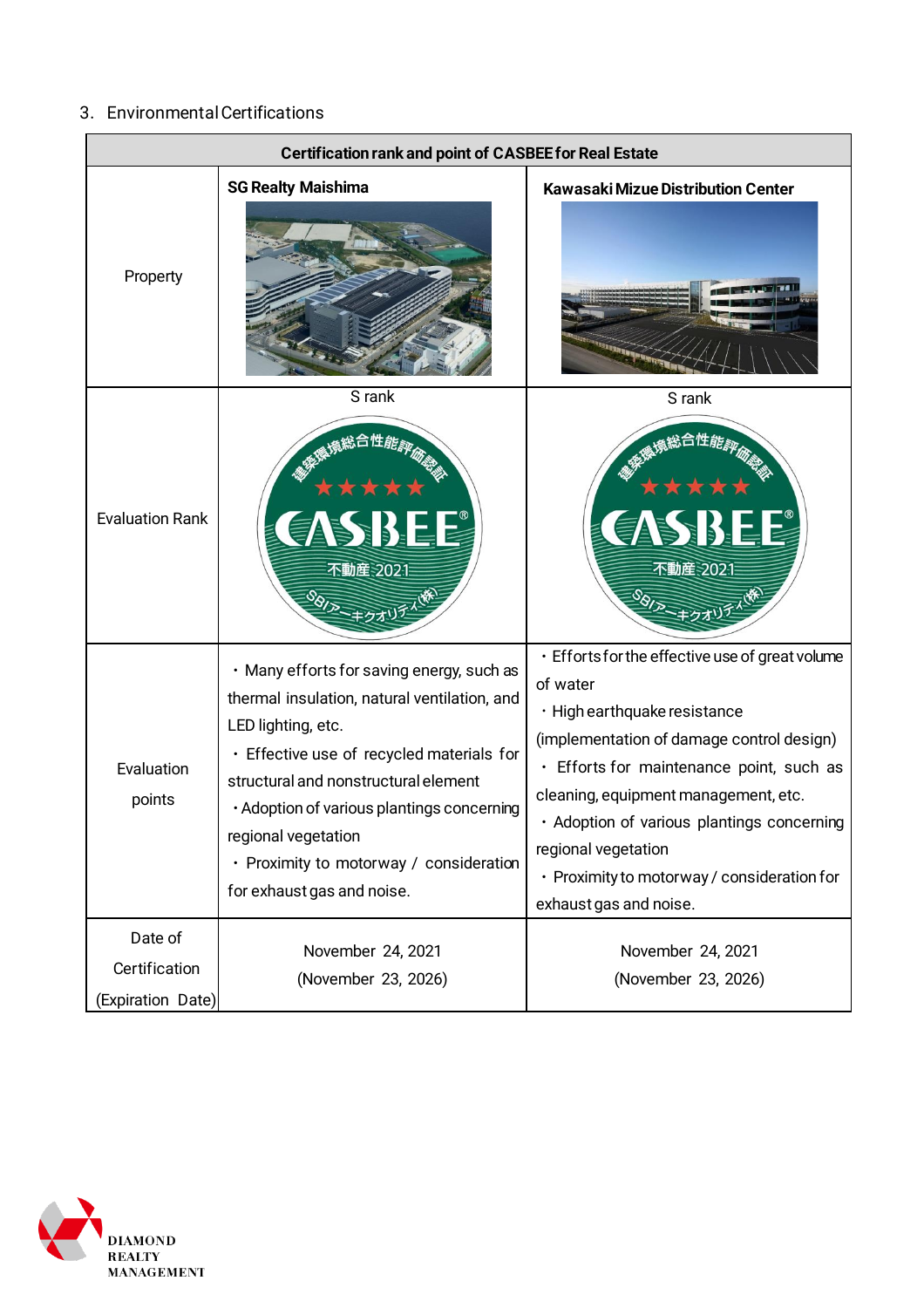3. Environmental Certifications

| Certification rank and point of CASBEE for Real Estate | | |
|---|---|---|
| Property | **SG Realty Maishima** | **Kawasaki Mizue Distribution Center** |
| Evaluation Rank | S rank | S rank |
| Evaluation points | ・Many efforts for saving energy, such as thermal insulation, natural ventilation, and LED lighting, etc.<br>・Effective use of recycled materials for structural and nonstructural element<br>・Adoption of various plantings concerning regional vegetation<br>・Proximity to motorway / consideration for exhaust gas and noise. | ・Efforts for the effective use of great volume of water<br>・High earthquake resistance (implementation of damage control design)<br>・Efforts for maintenance point, such as cleaning, equipment management, etc.<br>・Adoption of various plantings concerning regional vegetation<br>・Proximity to motorway / consideration for exhaust gas and noise. |
| Date of Certification (Expiration Date) | November 24, 2021<br>(November 23, 2026) | November 24, 2021<br>(November 23, 2026) |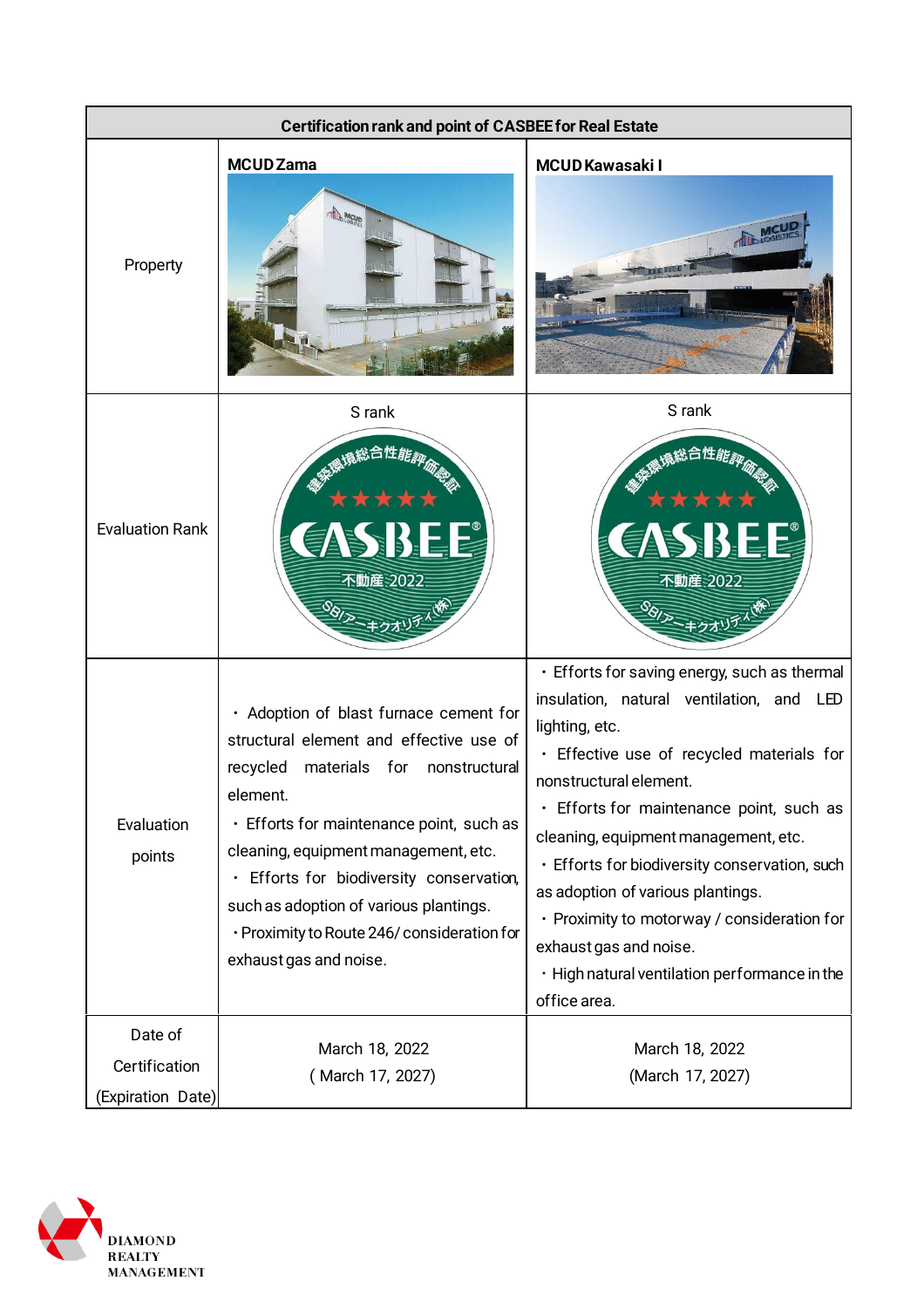| Certification rank and point of CASBEE for Real Estate | | |
|---|---|---|
| Property | MCUD Zama | MCUD Kawasaki I |
| Evaluation Rank | S rank | S rank |
| Evaluation points | ・Adoption of blast furnace cement for structural element and effective use of recycled materials for nonstructural element.<br>・Efforts for maintenance point, such as cleaning, equipment management, etc.<br>・Efforts for biodiversity conservation, such as adoption of various plantings.<br>・Proximity to Route 246/ consideration for exhaust gas and noise. | ・Efforts for saving energy, such as thermal insulation, natural ventilation, and LED lighting, etc.<br>・Effective use of recycled materials for nonstructural element.<br>・Efforts for maintenance point, such as cleaning, equipment management, etc.<br>・Efforts for biodiversity conservation, such as adoption of various plantings.<br>・Proximity to motorway / consideration for exhaust gas and noise.<br>・High natural ventilation performance in the office area. |
| Date of Certification (Expiration Date) | March 18, 2022<br>( March 17, 2027) | March 18, 2022<br>(March 17, 2027) |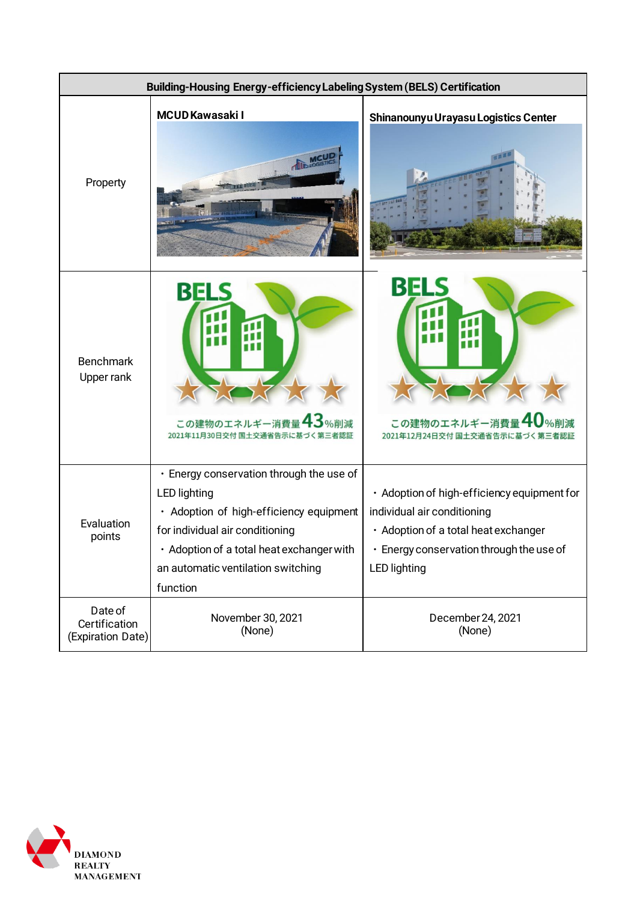| Building-Housing Energy-efficiency Labeling System (BELS) Certification | | |
|---|---|---|
| Property | MCUD Kawasaki I | Shinanounyu Urayasu Logistics Center |
| Benchmark Upper rank | BELS ★★★★★ この建物のエネルギー消費量43%削減 2021年11月30日交付 国土交通省告示に基づく第三者認証 | BELS ★★★★★ この建物のエネルギー消費量40%削減 2021年12月24日交付 国土交通省告示に基づく第三者認証 |
| Evaluation points | ・Energy conservation through the use of LED lighting<br>・Adoption of high-efficiency equipment for individual air conditioning<br>・Adoption of a total heat exchanger with an automatic ventilation switching function | ・Adoption of high-efficiency equipment for individual air conditioning<br>・Adoption of a total heat exchanger<br>・Energy conservation through the use of LED lighting |
| Date of Certification (Expiration Date) | November 30, 2021<br>(None) | December 24, 2021<br>(None) |

DIAMOND REALTY MANAGEMENT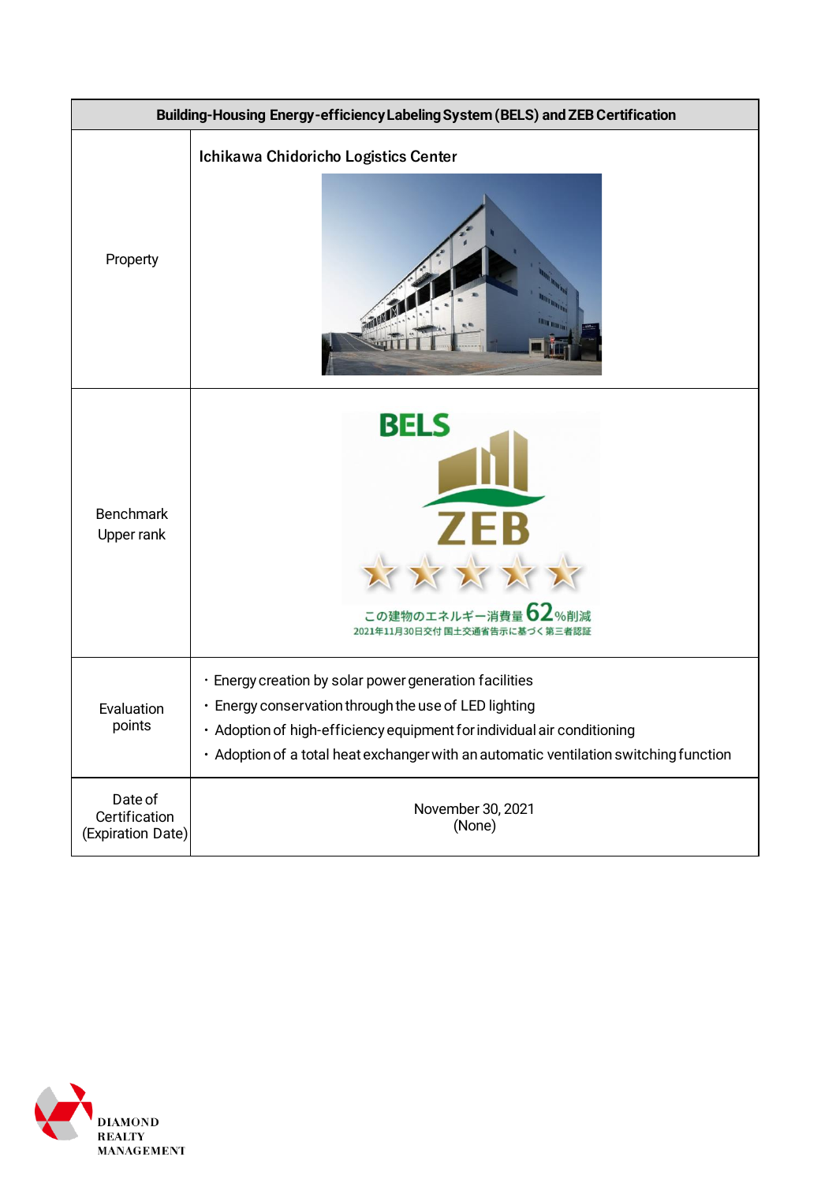| Building-Housing Energy-efficiency Labeling System (BELS) and ZEB Certification | |
|---|---|
| Property | Ichikawa Chidoricho Logistics Center |
| Benchmark Upper rank | BELS ZEB ★★★★★ この建物のエネルギー消費量62%削減 2021年11月30日交付 国土交通省告示に基づく第三者認証 |
| Evaluation points | ・Energy creation by solar power generation facilities<br>・Energy conservation through the use of LED lighting<br>・Adoption of high-efficiency equipment for individual air conditioning<br>・Adoption of a total heat exchanger with an automatic ventilation switching function |
| Date of Certification (Expiration Date) | November 30, 2021<br>(None) |

DIAMOND REALTY MANAGEMENT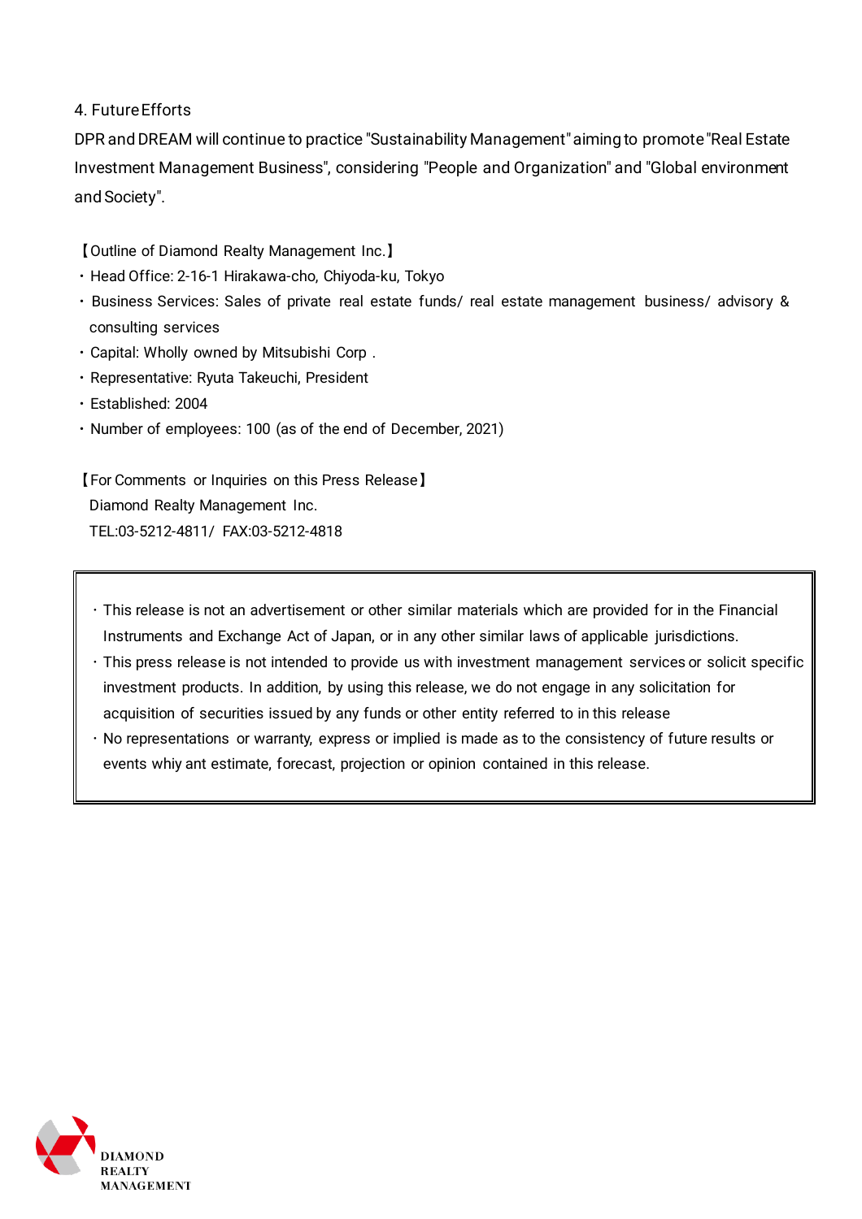## 4. Future Efforts

DPR and DREAM will continue to practice "Sustainability Management" aiming to promote "Real Estate Investment Management Business", considering "People and Organization" and "Global environment and Society".

【Outline of Diamond Realty Management Inc.】

- Head Office: 2-16-1 Hirakawa-cho, Chiyoda-ku, Tokyo
- Business Services: Sales of private real estate funds/ real estate management business/ advisory & consulting services
- Capital: Wholly owned by Mitsubishi Corp .
- Representative: Ryuta Takeuchi, President
- Established: 2004
- Number of employees: 100 (as of the end of December, 2021)

【For Comments or Inquiries on this Press Release】

Diamond Realty Management Inc.
TEL:03-5212-4811/ FAX:03-5212-4818

- This release is not an advertisement or other similar materials which are provided for in the Financial Instruments and Exchange Act of Japan, or in any other similar laws of applicable jurisdictions.
- This press release is not intended to provide us with investment management services or solicit specific investment products. In addition, by using this release, we do not engage in any solicitation for acquisition of securities issued by any funds or other entity referred to in this release
- No representations or warranty, express or implied is made as to the consistency of future results or events whiy ant estimate, forecast, projection or opinion contained in this release.

DIAMOND
REALTY
MANAGEMENT